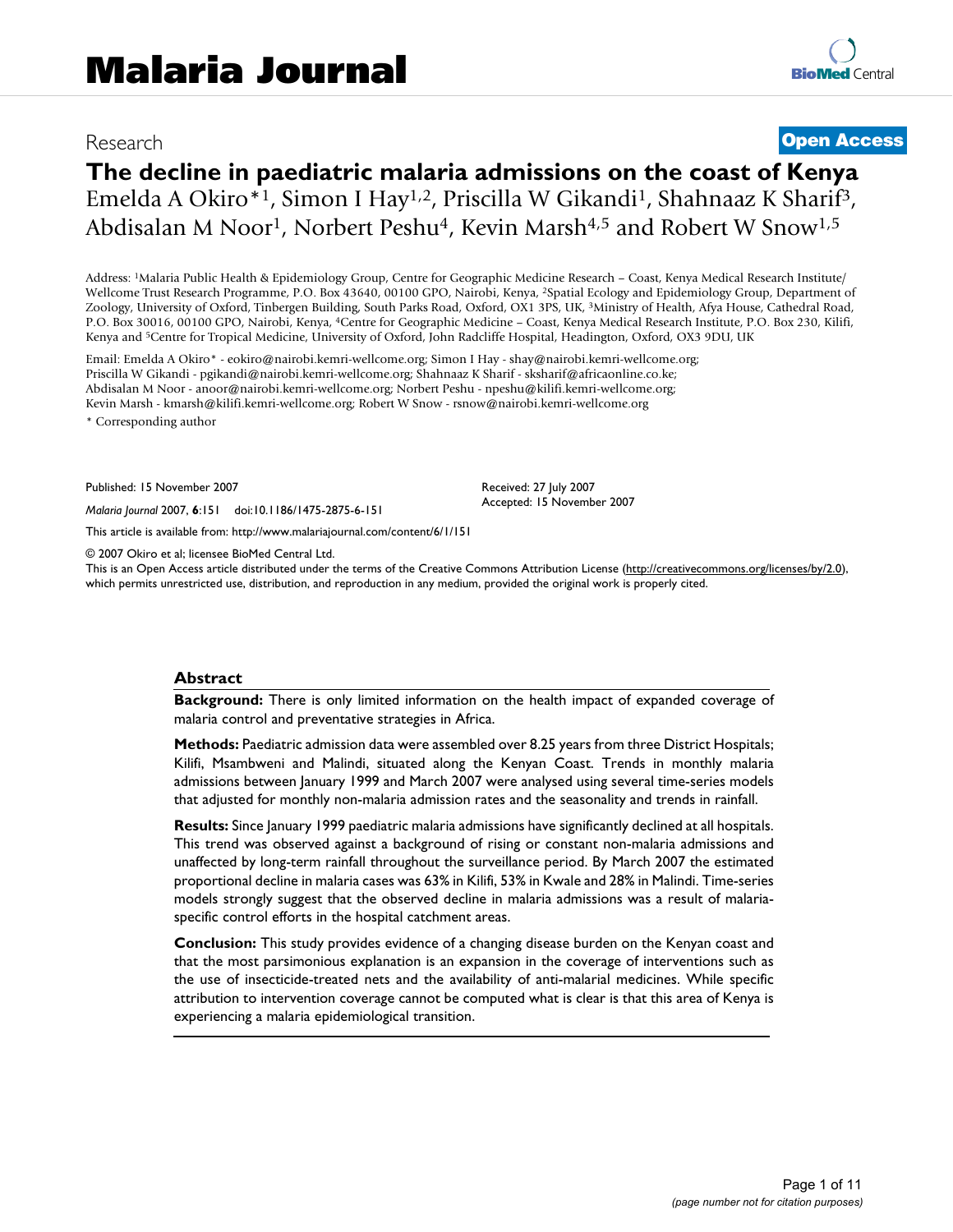# Malaria Journal

Research

**Open Access**

## The decline in paediatric malaria admissions on the coast of Kenya

Emelda A Okiro*[1], Simon I Hay[1,2], Priscilla W Gikandi[1], Shahnaaz K Sharif[3], Abdisalan M Noor[1], Norbert Peshu[4], Kevin Marsh[4,5] and Robert W Snow[1,5]

Address: [1]Malaria Public Health & Epidemiology Group, Centre for Geographic Medicine Research – Coast, Kenya Medical Research Institute/ Wellcome Trust Research Programme, P.O. Box 43640, 00100 GPO, Nairobi, Kenya, [2]Spatial Ecology and Epidemiology Group, Department of Zoology, University of Oxford, Tinbergen Building, South Parks Road, Oxford, OX1 3PS, UK, [3]Ministry of Health, Afya House, Cathedral Road, P.O. Box 30016, 00100 GPO, Nairobi, Kenya, [4]Centre for Geographic Medicine – Coast, Kenya Medical Research Institute, P.O. Box 230, Kilifi, Kenya and [5]Centre for Tropical Medicine, University of Oxford, John Radcliffe Hospital, Headington, Oxford, OX3 9DU, UK

Email: Emelda A Okiro* - eokiro@nairobi.kemri-wellcome.org; Simon I Hay - shay@nairobi.kemri-wellcome.org; Priscilla W Gikandi - pgikandi@nairobi.kemri-wellcome.org; Shahnaaz K Sharif - sksharif@africaonline.co.ke; Abdisalan M Noor - anoor@nairobi.kemri-wellcome.org; Norbert Peshu - npeshu@kilifi.kemri-wellcome.org; Kevin Marsh - kmarsh@kilifi.kemri-wellcome.org; Robert W Snow - rsnow@nairobi.kemri-wellcome.org

\* Corresponding author

Published: 15 November 2007

*Malaria Journal* 2007, **6**:151 doi:10.1186/1475-2875-6-151

Received: 27 July 2007
Accepted: 15 November 2007

This article is available from: http://www.malariajournal.com/content/6/1/151

© 2007 Okiro et al; licensee BioMed Central Ltd.
This is an Open Access article distributed under the terms of the Creative Commons Attribution License (http://creativecommons.org/licenses/by/2.0), which permits unrestricted use, distribution, and reproduction in any medium, provided the original work is properly cited.

### Abstract

**Background:** There is only limited information on the health impact of expanded coverage of malaria control and preventative strategies in Africa.

**Methods:** Paediatric admission data were assembled over 8.25 years from three District Hospitals; Kilifi, Msambweni and Malindi, situated along the Kenyan Coast. Trends in monthly malaria admissions between January 1999 and March 2007 were analysed using several time-series models that adjusted for monthly non-malaria admission rates and the seasonality and trends in rainfall.

**Results:** Since January 1999 paediatric malaria admissions have significantly declined at all hospitals. This trend was observed against a background of rising or constant non-malaria admissions and unaffected by long-term rainfall throughout the surveillance period. By March 2007 the estimated proportional decline in malaria cases was 63% in Kilifi, 53% in Kwale and 28% in Malindi. Time-series models strongly suggest that the observed decline in malaria admissions was a result of malaria-specific control efforts in the hospital catchment areas.

**Conclusion:** This study provides evidence of a changing disease burden on the Kenyan coast and that the most parsimonious explanation is an expansion in the coverage of interventions such as the use of insecticide-treated nets and the availability of anti-malarial medicines. While specific attribution to intervention coverage cannot be computed what is clear is that this area of Kenya is experiencing a malaria epidemiological transition.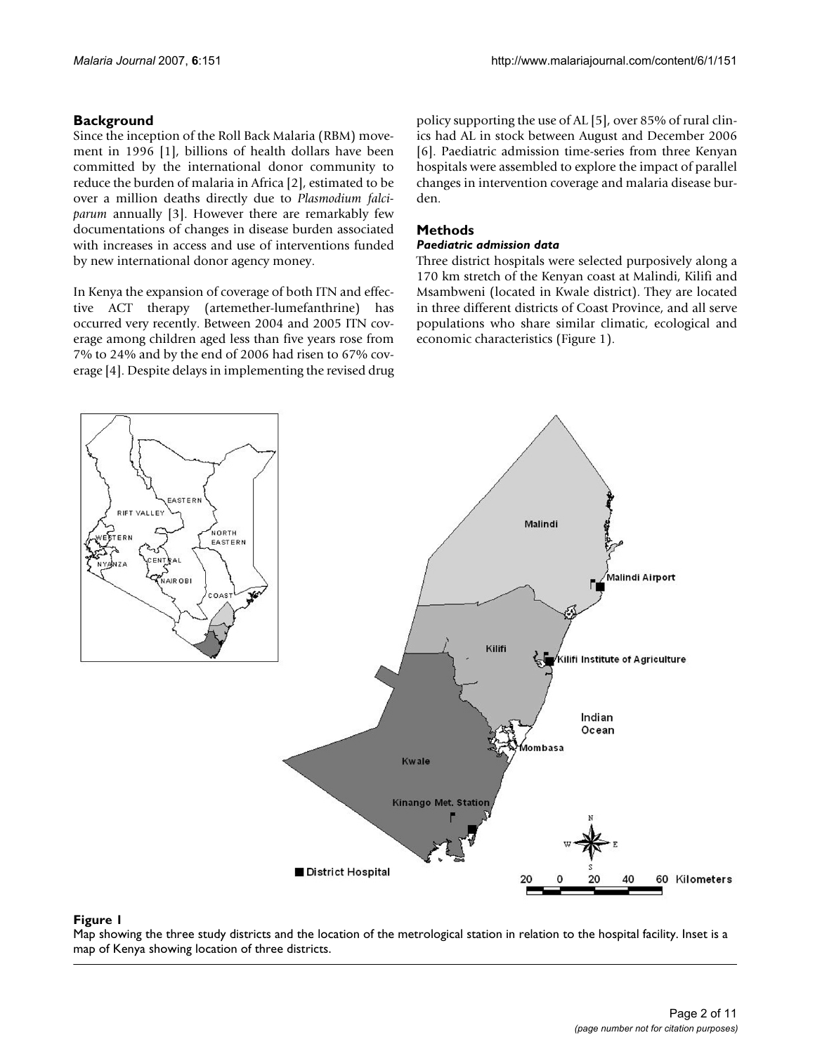## Background

Since the inception of the Roll Back Malaria (RBM) movement in 1996 [1], billions of health dollars have been committed by the international donor community to reduce the burden of malaria in Africa [2], estimated to be over a million deaths directly due to *Plasmodium falciparum* annually [3]. However there are remarkably few documentations of changes in disease burden associated with increases in access and use of interventions funded by new international donor agency money.

In Kenya the expansion of coverage of both ITN and effective ACT therapy (artemether-lumefanthrine) has occurred very recently. Between 2004 and 2005 ITN coverage among children aged less than five years rose from 7% to 24% and by the end of 2006 had risen to 67% coverage [4]. Despite delays in implementing the revised drug policy supporting the use of AL [5], over 85% of rural clinics had AL in stock between August and December 2006 [6]. Paediatric admission time-series from three Kenyan hospitals were assembled to explore the impact of parallel changes in intervention coverage and malaria disease burden.

## Methods

### *Paediatric admission data*

Three district hospitals were selected purposively along a 170 km stretch of the Kenyan coast at Malindi, Kilifi and Msambweni (located in Kwale district). They are located in three different districts of Coast Province, and all serve populations who share similar climatic, ecological and economic characteristics (Figure 1).

**Figure 1**

Map showing the three study districts and the location of the metrological station in relation to the hospital facility. Inset is a map of Kenya showing location of three districts.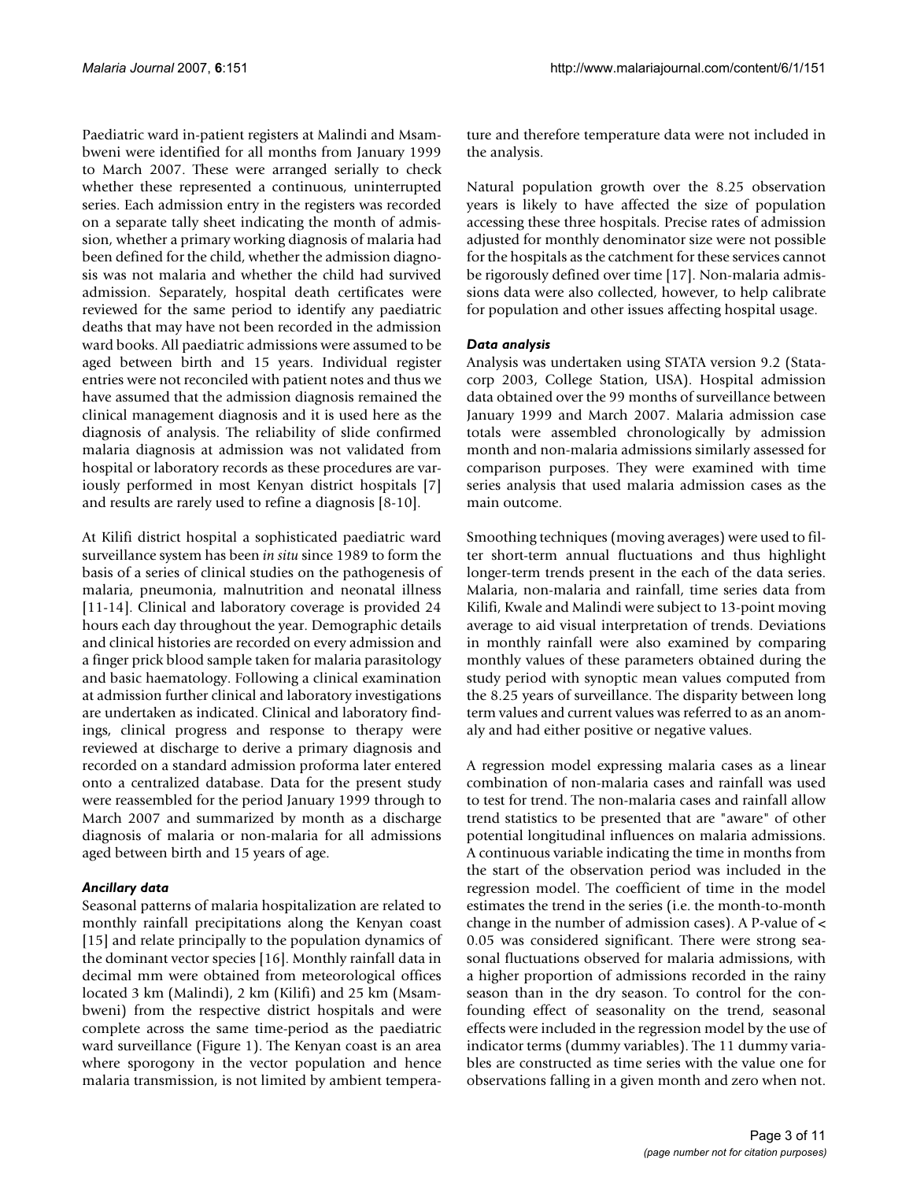Paediatric ward in-patient registers at Malindi and Msambweni were identified for all months from January 1999 to March 2007. These were arranged serially to check whether these represented a continuous, uninterrupted series. Each admission entry in the registers was recorded on a separate tally sheet indicating the month of admission, whether a primary working diagnosis of malaria had been defined for the child, whether the admission diagnosis was not malaria and whether the child had survived admission. Separately, hospital death certificates were reviewed for the same period to identify any paediatric deaths that may have not been recorded in the admission ward books. All paediatric admissions were assumed to be aged between birth and 15 years. Individual register entries were not reconciled with patient notes and thus we have assumed that the admission diagnosis remained the clinical management diagnosis and it is used here as the diagnosis of analysis. The reliability of slide confirmed malaria diagnosis at admission was not validated from hospital or laboratory records as these procedures are variously performed in most Kenyan district hospitals [7] and results are rarely used to refine a diagnosis [8-10].

At Kilifi district hospital a sophisticated paediatric ward surveillance system has been *in situ* since 1989 to form the basis of a series of clinical studies on the pathogenesis of malaria, pneumonia, malnutrition and neonatal illness [11-14]. Clinical and laboratory coverage is provided 24 hours each day throughout the year. Demographic details and clinical histories are recorded on every admission and a finger prick blood sample taken for malaria parasitology and basic haematology. Following a clinical examination at admission further clinical and laboratory investigations are undertaken as indicated. Clinical and laboratory findings, clinical progress and response to therapy were reviewed at discharge to derive a primary diagnosis and recorded on a standard admission proforma later entered onto a centralized database. Data for the present study were reassembled for the period January 1999 through to March 2007 and summarized by month as a discharge diagnosis of malaria or non-malaria for all admissions aged between birth and 15 years of age.

### *Ancillary data*

Seasonal patterns of malaria hospitalization are related to monthly rainfall precipitations along the Kenyan coast [15] and relate principally to the population dynamics of the dominant vector species [16]. Monthly rainfall data in decimal mm were obtained from meteorological offices located 3 km (Malindi), 2 km (Kilifi) and 25 km (Msambweni) from the respective district hospitals and were complete across the same time-period as the paediatric ward surveillance (Figure 1). The Kenyan coast is an area where sporogony in the vector population and hence malaria transmission, is not limited by ambient temperature and therefore temperature data were not included in the analysis.

Natural population growth over the 8.25 observation years is likely to have affected the size of population accessing these three hospitals. Precise rates of admission adjusted for monthly denominator size were not possible for the hospitals as the catchment for these services cannot be rigorously defined over time [17]. Non-malaria admissions data were also collected, however, to help calibrate for population and other issues affecting hospital usage.

### *Data analysis*

Analysis was undertaken using STATA version 9.2 (Statacorp 2003, College Station, USA). Hospital admission data obtained over the 99 months of surveillance between January 1999 and March 2007. Malaria admission case totals were assembled chronologically by admission month and non-malaria admissions similarly assessed for comparison purposes. They were examined with time series analysis that used malaria admission cases as the main outcome.

Smoothing techniques (moving averages) were used to filter short-term annual fluctuations and thus highlight longer-term trends present in the each of the data series. Malaria, non-malaria and rainfall, time series data from Kilifi, Kwale and Malindi were subject to 13-point moving average to aid visual interpretation of trends. Deviations in monthly rainfall were also examined by comparing monthly values of these parameters obtained during the study period with synoptic mean values computed from the 8.25 years of surveillance. The disparity between long term values and current values was referred to as an anomaly and had either positive or negative values.

A regression model expressing malaria cases as a linear combination of non-malaria cases and rainfall was used to test for trend. The non-malaria cases and rainfall allow trend statistics to be presented that are "aware" of other potential longitudinal influences on malaria admissions. A continuous variable indicating the time in months from the start of the observation period was included in the regression model. The coefficient of time in the model estimates the trend in the series (i.e. the month-to-month change in the number of admission cases). A P-value of $< 0.05$ was considered significant. There were strong seasonal fluctuations observed for malaria admissions, with a higher proportion of admissions recorded in the rainy season than in the dry season. To control for the confounding effect of seasonality on the trend, seasonal effects were included in the regression model by the use of indicator terms (dummy variables). The 11 dummy variables are constructed as time series with the value one for observations falling in a given month and zero when not.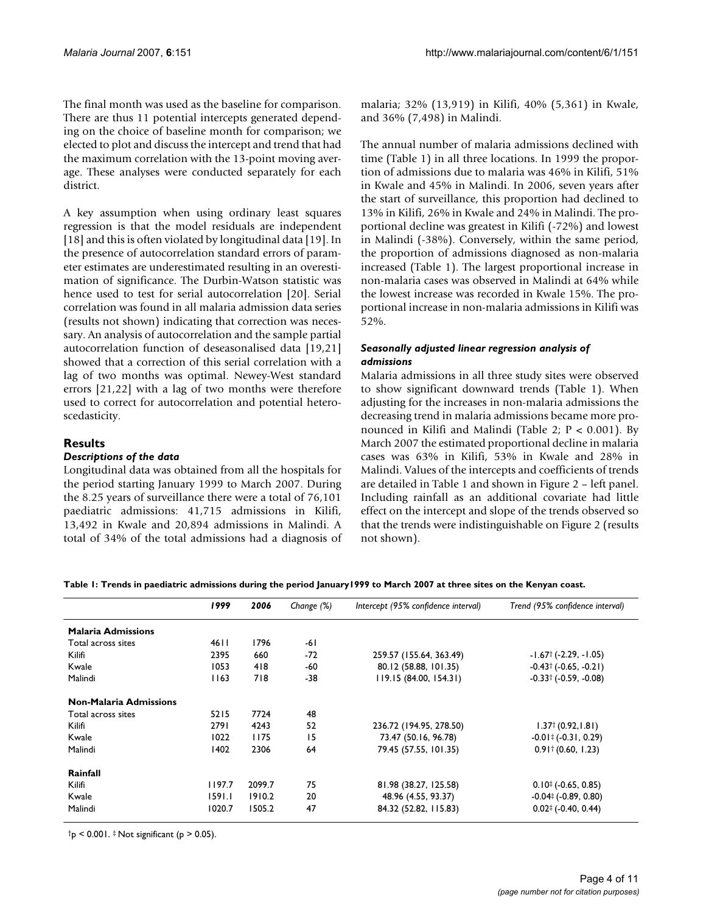The final month was used as the baseline for comparison. There are thus 11 potential intercepts generated depending on the choice of baseline month for comparison; we elected to plot and discuss the intercept and trend that had the maximum correlation with the 13-point moving average. These analyses were conducted separately for each district.

A key assumption when using ordinary least squares regression is that the model residuals are independent [18] and this is often violated by longitudinal data [19]. In the presence of autocorrelation standard errors of parameter estimates are underestimated resulting in an overestimation of significance. The Durbin-Watson statistic was hence used to test for serial autocorrelation [20]. Serial correlation was found in all malaria admission data series (results not shown) indicating that correction was necessary. An analysis of autocorrelation and the sample partial autocorrelation function of deseasonalised data [19,21] showed that a correction of this serial correlation with a lag of two months was optimal. Newey-West standard errors [21,22] with a lag of two months were therefore used to correct for autocorrelation and potential heteroscedasticity.

## Results

### *Descriptions of the data*

Longitudinal data was obtained from all the hospitals for the period starting January 1999 to March 2007. During the 8.25 years of surveillance there were a total of 76,101 paediatric admissions: 41,715 admissions in Kilifi, 13,492 in Kwale and 20,894 admissions in Malindi. A total of 34% of the total admissions had a diagnosis of malaria; 32% (13,919) in Kilifi, 40% (5,361) in Kwale, and 36% (7,498) in Malindi.

The annual number of malaria admissions declined with time (Table 1) in all three locations. In 1999 the proportion of admissions due to malaria was 46% in Kilifi, 51% in Kwale and 45% in Malindi. In 2006, seven years after the start of surveillance, this proportion had declined to 13% in Kilifi, 26% in Kwale and 24% in Malindi. The proportional decline was greatest in Kilifi (-72%) and lowest in Malindi (-38%). Conversely, within the same period, the proportion of admissions diagnosed as non-malaria increased (Table 1). The largest proportional increase in non-malaria cases was observed in Malindi at 64% while the lowest increase was recorded in Kwale 15%. The proportional increase in non-malaria admissions in Kilifi was 52%.

### *Seasonally adjusted linear regression analysis of admissions*

Malaria admissions in all three study sites were observed to show significant downward trends (Table 1). When adjusting for the increases in non-malaria admissions the decreasing trend in malaria admissions became more pronounced in Kilifi and Malindi (Table 2; $P < 0.001$). By March 2007 the estimated proportional decline in malaria cases was 63% in Kilifi, 53% in Kwale and 28% in Malindi. Values of the intercepts and coefficients of trends are detailed in Table 1 and shown in Figure 2 – left panel. Including rainfall as an additional covariate had little effect on the intercept and slope of the trends observed so that the trends were indistinguishable on Figure 2 (results not shown).

**Table 1: Trends in paediatric admissions during the period January1999 to March 2007 at three sites on the Kenyan coast.**

| | *1999* | *2006* | *Change (%)* | *Intercept (95% confidence interval)* | *Trend (95% confidence interval)* |
|---|---|---|---|---|---|
| **Malaria Admissions** | | | | | |
| Total across sites | 4611 | 1796 | -61 | | |
| Kilifi | 2395 | 660 | -72 | 259.57 (155.64, 363.49) | -1.67† (-2.29, -1.05) |
| Kwale | 1053 | 418 | -60 | 80.12 (58.88, 101.35) | -0.43† (-0.65, -0.21) |
| Malindi | 1163 | 718 | -38 | 119.15 (84.00, 154.31) | -0.33† (-0.59, -0.08) |
| **Non-Malaria Admissions** | | | | | |
| Total across sites | 5215 | 7724 | 48 | | |
| Kilifi | 2791 | 4243 | 52 | 236.72 (194.95, 278.50) | 1.37† (0.92,1.81) |
| Kwale | 1022 | 1175 | 15 | 73.47 (50.16, 96.78) | -0.01‡ (-0.31, 0.29) |
| Malindi | 1402 | 2306 | 64 | 79.45 (57.55, 101.35) | 0.91† (0.60, 1.23) |
| **Rainfall** | | | | | |
| Kilifi | 1197.7 | 2099.7 | 75 | 81.98 (38.27, 125.58) | 0.10‡ (-0.65, 0.85) |
| Kwale | 1591.1 | 1910.2 | 20 | 48.96 (4.55, 93.37) | -0.04‡ (-0.89, 0.80) |
| Malindi | 1020.7 | 1505.2 | 47 | 84.32 (52.82, 115.83) | 0.02‡ (-0.40, 0.44) |

†$p < 0.001$. ‡ Not significant ($p > 0.05$).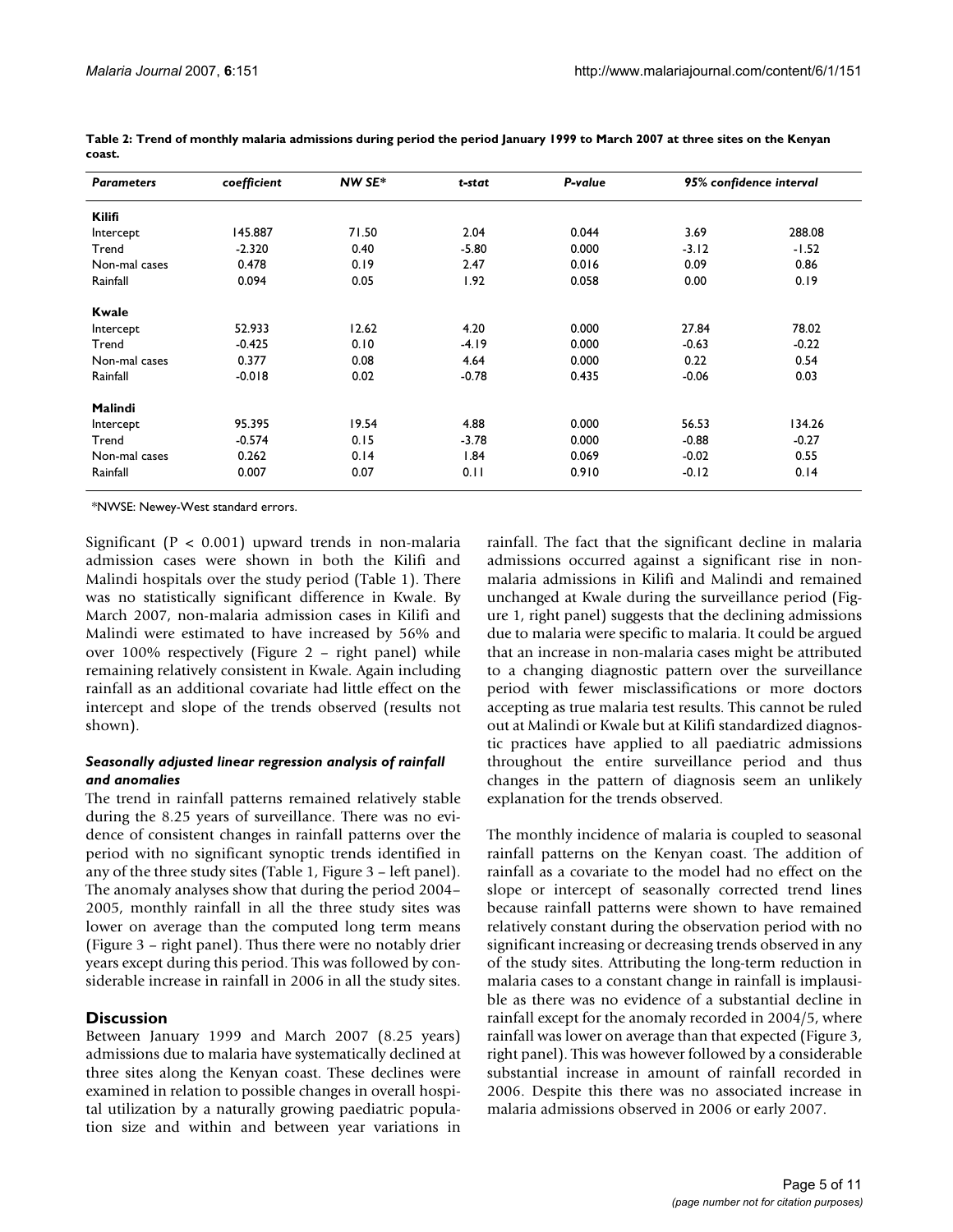**Table 2: Trend of monthly malaria admissions during period the period January 1999 to March 2007 at three sites on the Kenyan coast.**

| *Parameters* | *coefficient* | *NW SE** | *t-stat* | *P-value* | *95% confidence interval* | |
|---|---|---|---|---|---|---|
| **Kilifi** | | | | | | |
| Intercept | 145.887 | 71.50 | 2.04 | 0.044 | 3.69 | 288.08 |
| Trend | -2.320 | 0.40 | -5.80 | 0.000 | -3.12 | -1.52 |
| Non-mal cases | 0.478 | 0.19 | 2.47 | 0.016 | 0.09 | 0.86 |
| Rainfall | 0.094 | 0.05 | 1.92 | 0.058 | 0.00 | 0.19 |
| **Kwale** | | | | | | |
| Intercept | 52.933 | 12.62 | 4.20 | 0.000 | 27.84 | 78.02 |
| Trend | -0.425 | 0.10 | -4.19 | 0.000 | -0.63 | -0.22 |
| Non-mal cases | 0.377 | 0.08 | 4.64 | 0.000 | 0.22 | 0.54 |
| Rainfall | -0.018 | 0.02 | -0.78 | 0.435 | -0.06 | 0.03 |
| **Malindi** | | | | | | |
| Intercept | 95.395 | 19.54 | 4.88 | 0.000 | 56.53 | 134.26 |
| Trend | -0.574 | 0.15 | -3.78 | 0.000 | -0.88 | -0.27 |
| Non-mal cases | 0.262 | 0.14 | 1.84 | 0.069 | -0.02 | 0.55 |
| Rainfall | 0.007 | 0.07 | 0.11 | 0.910 | -0.12 | 0.14 |

*NWSE: Newey-West standard errors.

Significant ($P < 0.001$) upward trends in non-malaria admission cases were shown in both the Kilifi and Malindi hospitals over the study period (Table 1). There was no statistically significant difference in Kwale. By March 2007, non-malaria admission cases in Kilifi and Malindi were estimated to have increased by 56% and over 100% respectively (Figure 2 – right panel) while remaining relatively consistent in Kwale. Again including rainfall as an additional covariate had little effect on the intercept and slope of the trends observed (results not shown).

### *Seasonally adjusted linear regression analysis of rainfall and anomalies*

The trend in rainfall patterns remained relatively stable during the 8.25 years of surveillance. There was no evidence of consistent changes in rainfall patterns over the period with no significant synoptic trends identified in any of the three study sites (Table 1, Figure 3 – left panel). The anomaly analyses show that during the period 2004–2005, monthly rainfall in all the three study sites was lower on average than the computed long term means (Figure 3 – right panel). Thus there were no notably drier years except during this period. This was followed by considerable increase in rainfall in 2006 in all the study sites.

## Discussion

Between January 1999 and March 2007 (8.25 years) admissions due to malaria have systematically declined at three sites along the Kenyan coast. These declines were examined in relation to possible changes in overall hospital utilization by a naturally growing paediatric population size and within and between year variations in rainfall. The fact that the significant decline in malaria admissions occurred against a significant rise in non-malaria admissions in Kilifi and Malindi and remained unchanged at Kwale during the surveillance period (Figure 1, right panel) suggests that the declining admissions due to malaria were specific to malaria. It could be argued that an increase in non-malaria cases might be attributed to a changing diagnostic pattern over the surveillance period with fewer misclassifications or more doctors accepting as true malaria test results. This cannot be ruled out at Malindi or Kwale but at Kilifi standardized diagnostic practices have applied to all paediatric admissions throughout the entire surveillance period and thus changes in the pattern of diagnosis seem an unlikely explanation for the trends observed.

The monthly incidence of malaria is coupled to seasonal rainfall patterns on the Kenyan coast. The addition of rainfall as a covariate to the model had no effect on the slope or intercept of seasonally corrected trend lines because rainfall patterns were shown to have remained relatively constant during the observation period with no significant increasing or decreasing trends observed in any of the study sites. Attributing the long-term reduction in malaria cases to a constant change in rainfall is implausible as there was no evidence of a substantial decline in rainfall except for the anomaly recorded in 2004/5, where rainfall was lower on average than that expected (Figure 3, right panel). This was however followed by a considerable substantial increase in amount of rainfall recorded in 2006. Despite this there was no associated increase in malaria admissions observed in 2006 or early 2007.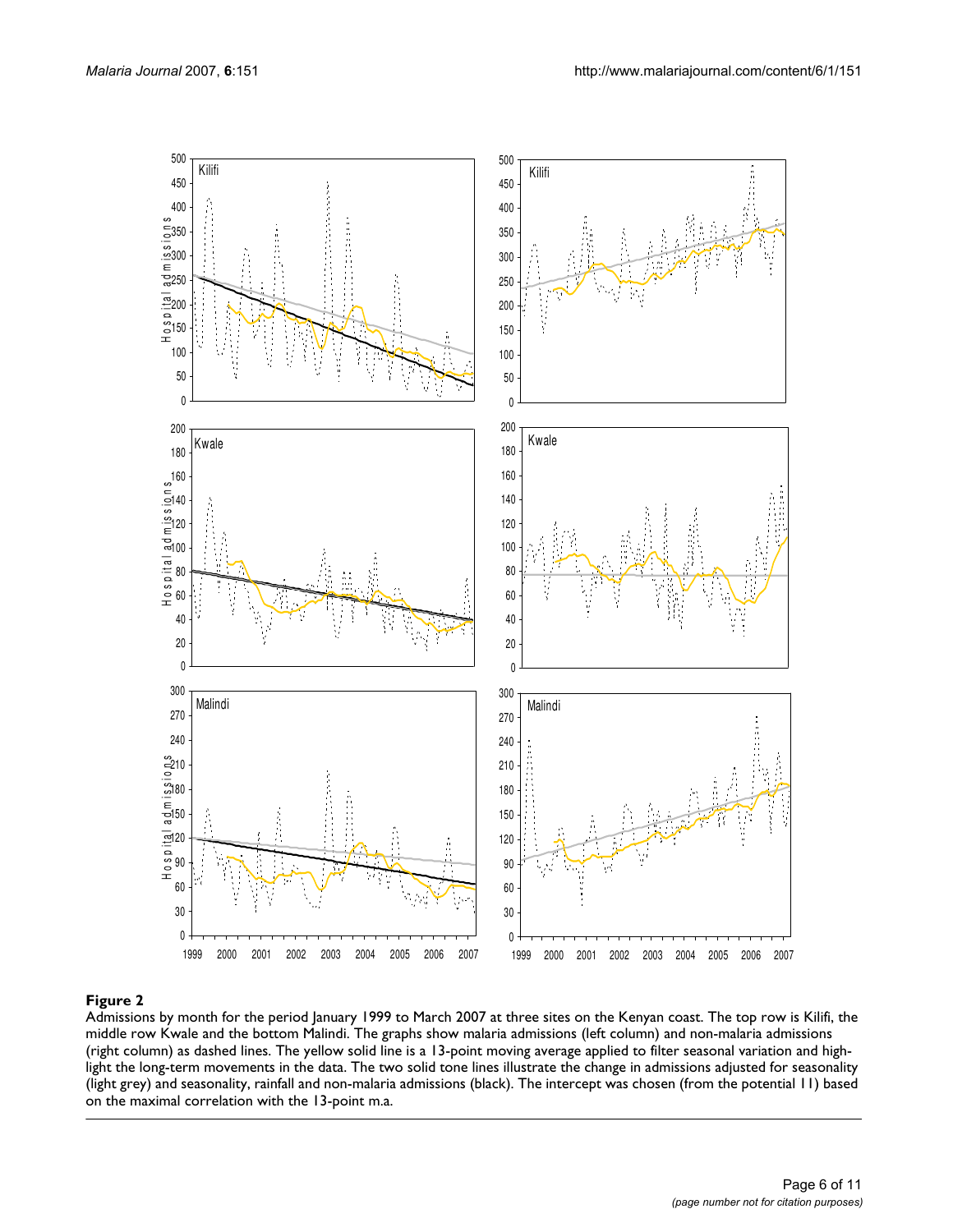**Figure 2**

Admissions by month for the period January 1999 to March 2007 at three sites on the Kenyan coast. The top row is Kilifi, the middle row Kwale and the bottom Malindi. The graphs show malaria admissions (left column) and non-malaria admissions (right column) as dashed lines. The yellow solid line is a 13-point moving average applied to filter seasonal variation and highlight the long-term movements in the data. The two solid tone lines illustrate the change in admissions adjusted for seasonality (light grey) and seasonality, rainfall and non-malaria admissions (black). The intercept was chosen (from the potential 11) based on the maximal correlation with the 13-point m.a.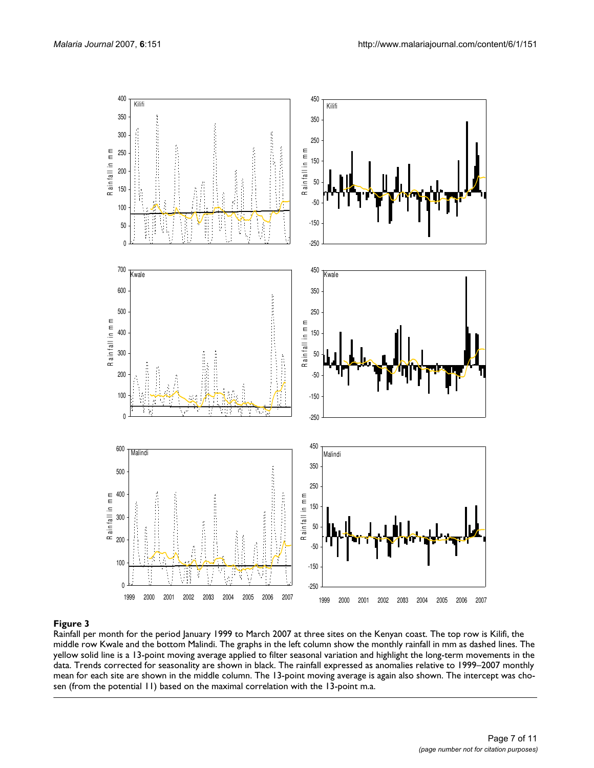**Figure 3**

Rainfall per month for the period January 1999 to March 2007 at three sites on the Kenyan coast. The top row is Kilifi, the middle row Kwale and the bottom Malindi. The graphs in the left column show the monthly rainfall in mm as dashed lines. The yellow solid line is a 13-point moving average applied to filter seasonal variation and highlight the long-term movements in the data. Trends corrected for seasonality are shown in black. The rainfall expressed as anomalies relative to 1999–2007 monthly mean for each site are shown in the middle column. The 13-point moving average is again also shown. The intercept was chosen (from the potential 11) based on the maximal correlation with the 13-point m.a.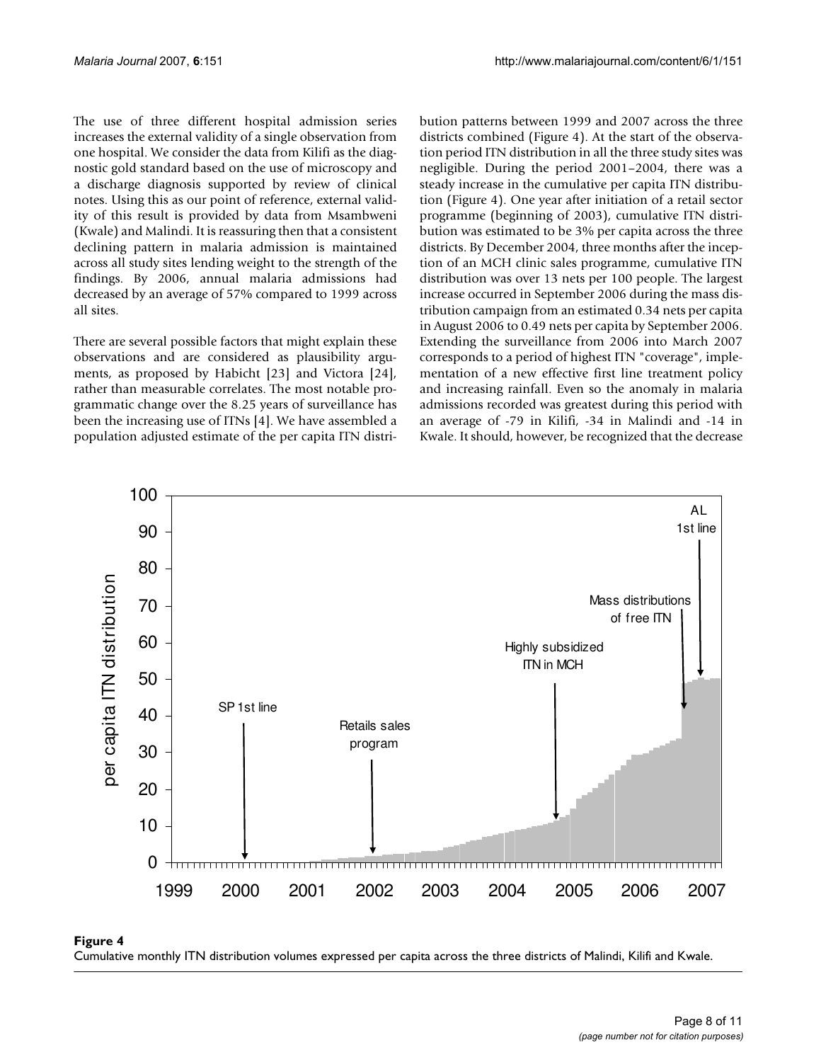The use of three different hospital admission series increases the external validity of a single observation from one hospital. We consider the data from Kilifi as the diagnostic gold standard based on the use of microscopy and a discharge diagnosis supported by review of clinical notes. Using this as our point of reference, external validity of this result is provided by data from Msambweni (Kwale) and Malindi. It is reassuring then that a consistent declining pattern in malaria admission is maintained across all study sites lending weight to the strength of the findings. By 2006, annual malaria admissions had decreased by an average of 57% compared to 1999 across all sites.

There are several possible factors that might explain these observations and are considered as plausibility arguments, as proposed by Habicht [23] and Victora [24], rather than measurable correlates. The most notable programmatic change over the 8.25 years of surveillance has been the increasing use of ITNs [4]. We have assembled a population adjusted estimate of the per capita ITN distribution patterns between 1999 and 2007 across the three districts combined (Figure 4). At the start of the observation period ITN distribution in all the three study sites was negligible. During the period 2001–2004, there was a steady increase in the cumulative per capita ITN distribution (Figure 4). One year after initiation of a retail sector programme (beginning of 2003), cumulative ITN distribution was estimated to be 3% per capita across the three districts. By December 2004, three months after the inception of an MCH clinic sales programme, cumulative ITN distribution was over 13 nets per 100 people. The largest increase occurred in September 2006 during the mass distribution campaign from an estimated 0.34 nets per capita in August 2006 to 0.49 nets per capita by September 2006. Extending the surveillance from 2006 into March 2007 corresponds to a period of highest ITN "coverage", implementation of a new effective first line treatment policy and increasing rainfall. Even so the anomaly in malaria admissions recorded was greatest during this period with an average of -79 in Kilifi, -34 in Malindi and -14 in Kwale. It should, however, be recognized that the decrease

**Figure 4**
Cumulative monthly ITN distribution volumes expressed per capita across the three districts of Malindi, Kilifi and Kwale.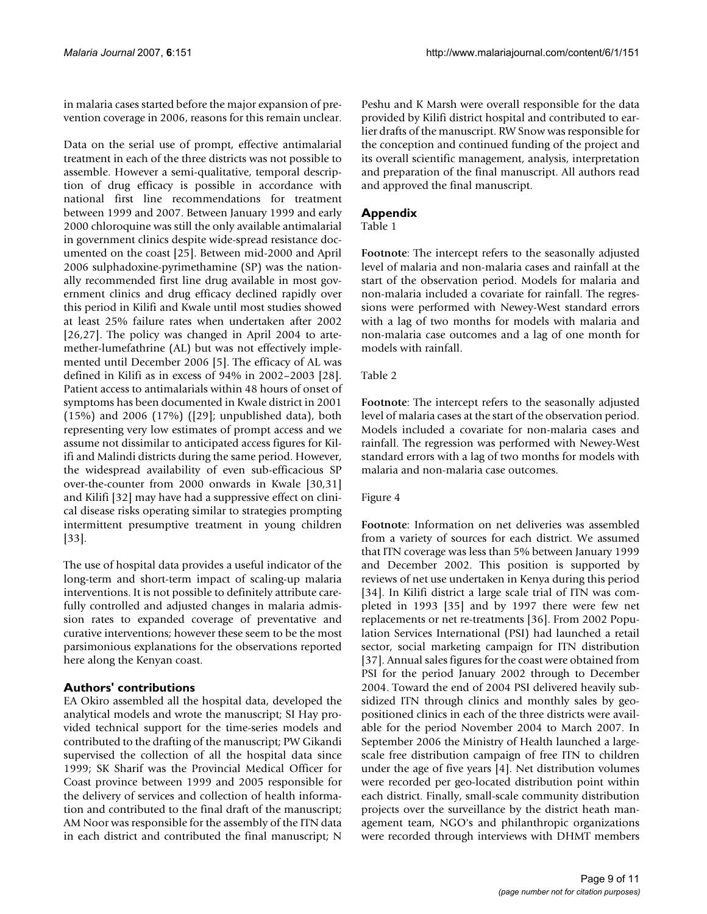in malaria cases started before the major expansion of prevention coverage in 2006, reasons for this remain unclear.

Data on the serial use of prompt, effective antimalarial treatment in each of the three districts was not possible to assemble. However a semi-qualitative, temporal description of drug efficacy is possible in accordance with national first line recommendations for treatment between 1999 and 2007. Between January 1999 and early 2000 chloroquine was still the only available antimalarial in government clinics despite wide-spread resistance documented on the coast [25]. Between mid-2000 and April 2006 sulphadoxine-pyrimethamine (SP) was the nationally recommended first line drug available in most government clinics and drug efficacy declined rapidly over this period in Kilifi and Kwale until most studies showed at least 25% failure rates when undertaken after 2002 [26,27]. The policy was changed in April 2004 to artemether-lumefathrine (AL) but was not effectively implemented until December 2006 [5]. The efficacy of AL was defined in Kilifi as in excess of 94% in 2002–2003 [28]. Patient access to antimalarials within 48 hours of onset of symptoms has been documented in Kwale district in 2001 (15%) and 2006 (17%) ([29]; unpublished data), both representing very low estimates of prompt access and we assume not dissimilar to anticipated access figures for Kilifi and Malindi districts during the same period. However, the widespread availability of even sub-efficacious SP over-the-counter from 2000 onwards in Kwale [30,31] and Kilifi [32] may have had a suppressive effect on clinical disease risks operating similar to strategies prompting intermittent presumptive treatment in young children [33].

The use of hospital data provides a useful indicator of the long-term and short-term impact of scaling-up malaria interventions. It is not possible to definitely attribute carefully controlled and adjusted changes in malaria admission rates to expanded coverage of preventative and curative interventions; however these seem to be the most parsimonious explanations for the observations reported here along the Kenyan coast.

## Authors' contributions

EA Okiro assembled all the hospital data, developed the analytical models and wrote the manuscript; SI Hay provided technical support for the time-series models and contributed to the drafting of the manuscript; PW Gikandi supervised the collection of all the hospital data since 1999; SK Sharif was the Provincial Medical Officer for Coast province between 1999 and 2005 responsible for the delivery of services and collection of health information and contributed to the final draft of the manuscript; AM Noor was responsible for the assembly of the ITN data in each district and contributed the final manuscript; N Peshu and K Marsh were overall responsible for the data provided by Kilifi district hospital and contributed to earlier drafts of the manuscript. RW Snow was responsible for the conception and continued funding of the project and its overall scientific management, analysis, interpretation and preparation of the final manuscript. All authors read and approved the final manuscript.

## Appendix

Table 1

**Footnote**: The intercept refers to the seasonally adjusted level of malaria and non-malaria cases and rainfall at the start of the observation period. Models for malaria and non-malaria included a covariate for rainfall. The regressions were performed with Newey-West standard errors with a lag of two months for models with malaria and non-malaria case outcomes and a lag of one month for models with rainfall.

Table 2

**Footnote**: The intercept refers to the seasonally adjusted level of malaria cases at the start of the observation period. Models included a covariate for non-malaria cases and rainfall. The regression was performed with Newey-West standard errors with a lag of two months for models with malaria and non-malaria case outcomes.

Figure 4

**Footnote**: Information on net deliveries was assembled from a variety of sources for each district. We assumed that ITN coverage was less than 5% between January 1999 and December 2002. This position is supported by reviews of net use undertaken in Kenya during this period [34]. In Kilifi district a large scale trial of ITN was completed in 1993 [35] and by 1997 there were few net replacements or net re-treatments [36]. From 2002 Population Services International (PSI) had launched a retail sector, social marketing campaign for ITN distribution [37]. Annual sales figures for the coast were obtained from PSI for the period January 2002 through to December 2004. Toward the end of 2004 PSI delivered heavily subsidized ITN through clinics and monthly sales by geo-positioned clinics in each of the three districts were available for the period November 2004 to March 2007. In September 2006 the Ministry of Health launched a large-scale free distribution campaign of free ITN to children under the age of five years [4]. Net distribution volumes were recorded per geo-located distribution point within each district. Finally, small-scale community distribution projects over the surveillance by the district heath management team, NGO's and philanthropic organizations were recorded through interviews with DHMT members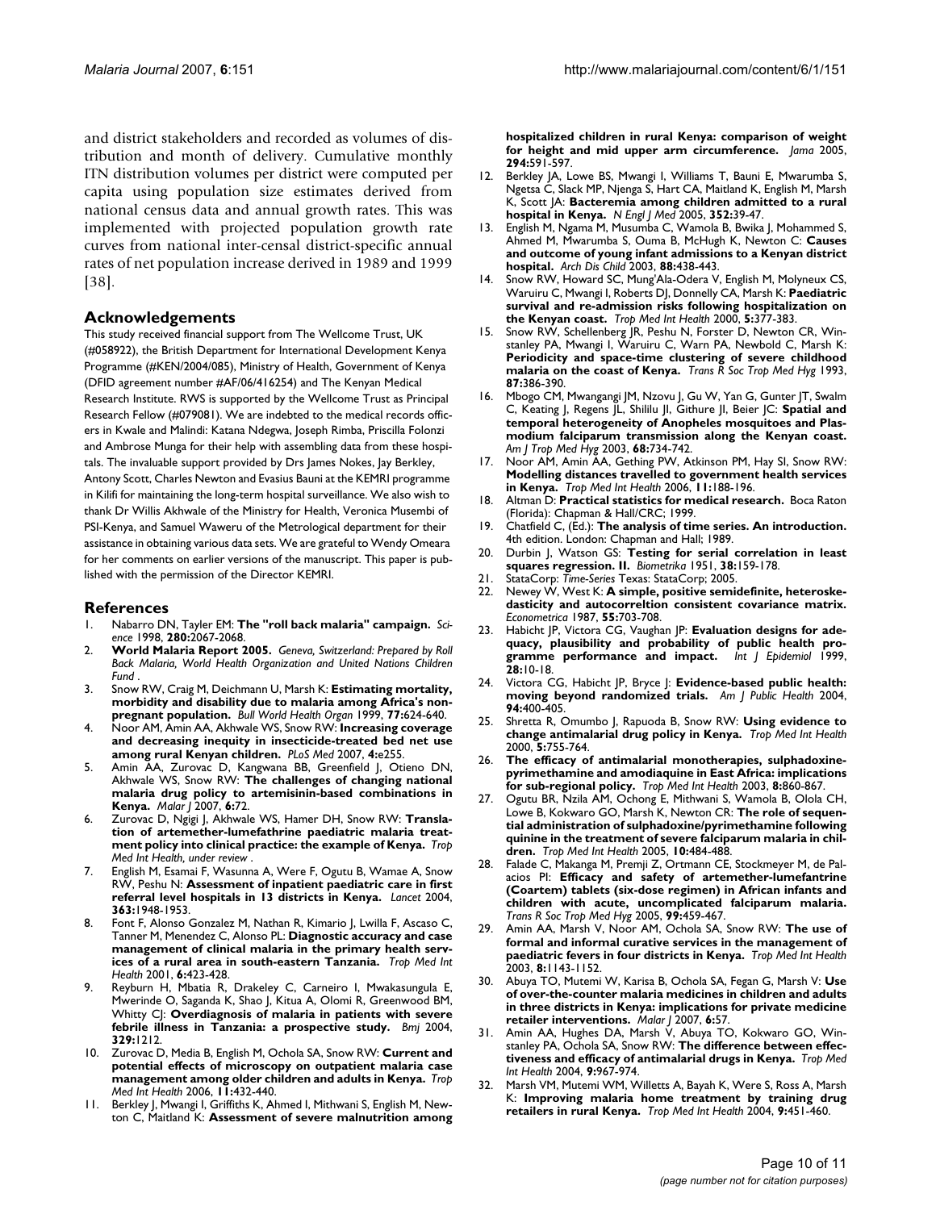and district stakeholders and recorded as volumes of distribution and month of delivery. Cumulative monthly ITN distribution volumes per district were computed per capita using population size estimates derived from national census data and annual growth rates. This was implemented with projected population growth rate curves from national inter-censal district-specific annual rates of net population increase derived in 1989 and 1999 [38].

## Acknowledgements

This study received financial support from The Wellcome Trust, UK (#058922), the British Department for International Development Kenya Programme (#KEN/2004/085), Ministry of Health, Government of Kenya (DFID agreement number #AF/06/416254) and The Kenyan Medical Research Institute. RWS is supported by the Wellcome Trust as Principal Research Fellow (#079081). We are indebted to the medical records officers in Kwale and Malindi: Katana Ndegwa, Joseph Rimba, Priscilla Folonzi and Ambrose Munga for their help with assembling data from these hospitals. The invaluable support provided by Drs James Nokes, Jay Berkley, Antony Scott, Charles Newton and Evasius Bauni at the KEMRI programme in Kilifi for maintaining the long-term hospital surveillance. We also wish to thank Dr Willis Akhwale of the Ministry for Health, Veronica Musembi of PSI-Kenya, and Samuel Waweru of the Metrological department for their assistance in obtaining various data sets. We are grateful to Wendy Omeara for her comments on earlier versions of the manuscript. This paper is published with the permission of the Director KEMRI.

## References

1. Nabarro DN, Tayler EM: **The "roll back malaria" campaign.** *Science* 1998, **280:**2067-2068.
2. **World Malaria Report 2005.** *Geneva, Switzerland: Prepared by Roll Back Malaria, World Health Organization and United Nations Children Fund* .
3. Snow RW, Craig M, Deichmann U, Marsh K: **Estimating mortality, morbidity and disability due to malaria among Africa's non-pregnant population.** *Bull World Health Organ* 1999, **77:**624-640.
4. Noor AM, Amin AA, Akhwale WS, Snow RW: **Increasing coverage and decreasing inequity in insecticide-treated bed net use among rural Kenyan children.** *PLoS Med* 2007, **4:**e255.
5. Amin AA, Zurovac D, Kangwana BB, Greenfield J, Otieno DN, Akhwale WS, Snow RW: **The challenges of changing national malaria drug policy to artemisinin-based combinations in Kenya.** *Malar J* 2007, **6:**72.
6. Zurovac D, Ngigi J, Akhwale WS, Hamer DH, Snow RW: **Translation of artemether-lumefathrine paediatric malaria treatment policy into clinical practice: the example of Kenya.** *Trop Med Int Health, under review* .
7. English M, Esamai F, Wasunna A, Were F, Ogutu B, Wamae A, Snow RW, Peshu N: **Assessment of inpatient paediatric care in first referral level hospitals in 13 districts in Kenya.** *Lancet* 2004, **363:**1948-1953.
8. Font F, Alonso Gonzalez M, Nathan R, Kimario J, Lwilla F, Ascaso C, Tanner M, Menendez C, Alonso PL: **Diagnostic accuracy and case management of clinical malaria in the primary health services of a rural area in south-eastern Tanzania.** *Trop Med Int Health* 2001, **6:**423-428.
9. Reyburn H, Mbatia R, Drakeley C, Carneiro I, Mwakasungula E, Mwerinde O, Saganda K, Shao J, Kitua A, Olomi R, Greenwood BM, Whitty CJ: **Overdiagnosis of malaria in patients with severe febrile illness in Tanzania: a prospective study.** *Bmj* 2004, **329:**1212.
10. Zurovac D, Media B, English M, Ochola SA, Snow RW: **Current and potential effects of microscopy on outpatient malaria case management among older children and adults in Kenya.** *Trop Med Int Health* 2006, **11:**432-440.
11. Berkley J, Mwangi I, Griffiths K, Ahmed I, Mithwani S, English M, Newton C, Maitland K: **Assessment of severe malnutrition among hospitalized children in rural Kenya: comparison of weight for height and mid upper arm circumference.** *Jama* 2005, **294:**591-597.
12. Berkley JA, Lowe BS, Mwangi I, Williams T, Bauni E, Mwarumba S, Ngetsa C, Slack MP, Njenga S, Hart CA, Maitland K, English M, Marsh K, Scott JA: **Bacteremia among children admitted to a rural hospital in Kenya.** *N Engl J Med* 2005, **352:**39-47.
13. English M, Ngama M, Musumba C, Wamola B, Bwika J, Mohammed S, Ahmed M, Mwarumba S, Ouma B, McHugh K, Newton C: **Causes and outcome of young infant admissions to a Kenyan district hospital.** *Arch Dis Child* 2003, **88:**438-443.
14. Snow RW, Howard SC, Mung'Ala-Odera V, English M, Molyneux CS, Waruiru C, Mwangi I, Roberts DJ, Donnelly CA, Marsh K: **Paediatric survival and re-admission risks following hospitalization on the Kenyan coast.** *Trop Med Int Health* 2000, **5:**377-383.
15. Snow RW, Schellenberg JR, Peshu N, Forster D, Newton CR, Winstanley PA, Mwangi I, Waruiru C, Warn PA, Newbold C, Marsh K: **Periodicity and space-time clustering of severe childhood malaria on the coast of Kenya.** *Trans R Soc Trop Med Hyg* 1993, **87:**386-390.
16. Mbogo CM, Mwangangi JM, Nzovu J, Gu W, Yan G, Gunter JT, Swalm C, Keating J, Regens JL, Shililu JI, Githure JI, Beier JC: **Spatial and temporal heterogeneity of Anopheles mosquitoes and Plasmodium falciparum transmission along the Kenyan coast.** *Am J Trop Med Hyg* 2003, **68:**734-742.
17. Noor AM, Amin AA, Gething PW, Atkinson PM, Hay SI, Snow RW: **Modelling distances travelled to government health services in Kenya.** *Trop Med Int Health* 2006, **11:**188-196.
18. Altman D: **Practical statistics for medical research.** Boca Raton (Florida): Chapman & Hall/CRC; 1999.
19. Chatfield C, (Ed.): **The analysis of time series. An introduction.** 4th edition. London: Chapman and Hall; 1989.
20. Durbin J, Watson GS: **Testing for serial correlation in least squares regression. II.** *Biometrika* 1951, **38:**159-178.
21. StataCorp: *Time-Series* Texas: StataCorp; 2005.
22. Newey W, West K: **A simple, positive semidefinite, heteroskedasticity and autocorreltion consistent covariance matrix.** *Econometrica* 1987, **55:**703-708.
23. Habicht JP, Victora CG, Vaughan JP: **Evaluation designs for adequacy, plausibility and probability of public health programme performance and impact.** *Int J Epidemiol* 1999, **28:**10-18.
24. Victora CG, Habicht JP, Bryce J: **Evidence-based public health: moving beyond randomized trials.** *Am J Public Health* 2004, **94:**400-405.
25. Shretta R, Omumbo J, Rapuoda B, Snow RW: **Using evidence to change antimalarial drug policy in Kenya.** *Trop Med Int Health* 2000, **5:**755-764.
26. **The efficacy of antimalarial monotherapies, sulphadoxine-pyrimethamine and amodiaquine in East Africa: implications for sub-regional policy.** *Trop Med Int Health* 2003, **8:**860-867.
27. Ogutu BR, Nzila AM, Ochong E, Mithwani S, Wamola B, Olola CH, Lowe B, Kokwaro GO, Marsh K, Newton CR: **The role of sequential administration of sulphadoxine/pyrimethamine following quinine in the treatment of severe falciparum malaria in children.** *Trop Med Int Health* 2005, **10:**484-488.
28. Falade C, Makanga M, Premji Z, Ortmann CE, Stockmeyer M, de Palacios PI: **Efficacy and safety of artemether-lumefantrine (Coartem) tablets (six-dose regimen) in African infants and children with acute, uncomplicated falciparum malaria.** *Trans R Soc Trop Med Hyg* 2005, **99:**459-467.
29. Amin AA, Marsh V, Noor AM, Ochola SA, Snow RW: **The use of formal and informal curative services in the management of paediatric fevers in four districts in Kenya.** *Trop Med Int Health* 2003, **8:**1143-1152.
30. Abuya TO, Mutemi W, Karisa B, Ochola SA, Fegan G, Marsh V: **Use of over-the-counter malaria medicines in children and adults in three districts in Kenya: implications for private medicine retailer interventions.** *Malar J* 2007, **6:**57.
31. Amin AA, Hughes DA, Marsh V, Abuya TO, Kokwaro GO, Winstanley PA, Ochola SA, Snow RW: **The difference between effectiveness and efficacy of antimalarial drugs in Kenya.** *Trop Med Int Health* 2004, **9:**967-974.
32. Marsh VM, Mutemi WM, Willetts A, Bayah K, Were S, Ross A, Marsh K: **Improving malaria home treatment by training drug retailers in rural Kenya.** *Trop Med Int Health* 2004, **9:**451-460.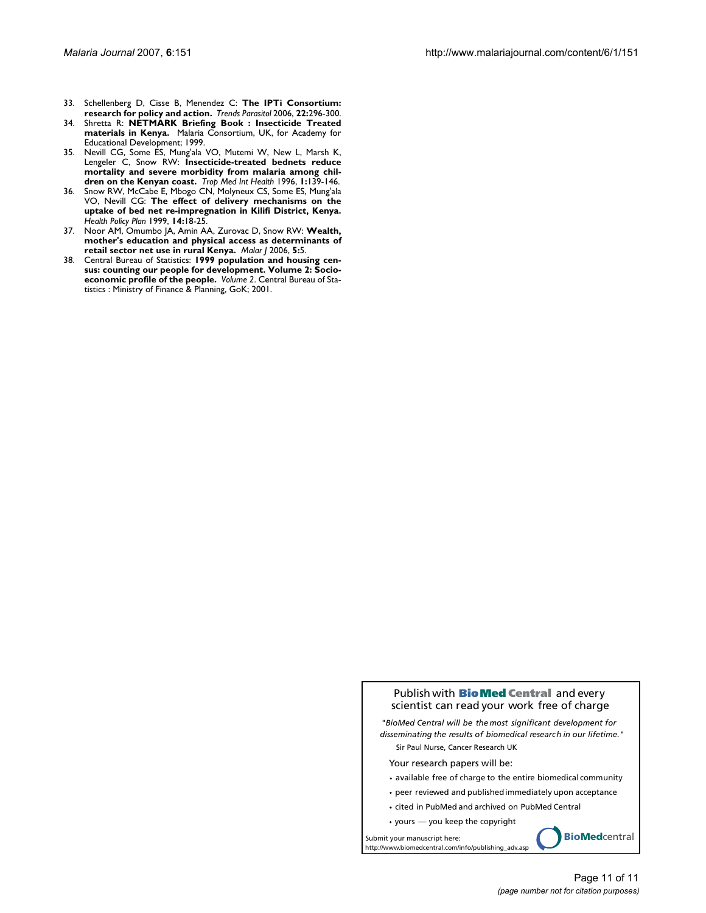33. Schellenberg D, Cisse B, Menendez C: **The IPTi Consortium: research for policy and action.** *Trends Parasitol* 2006, **22:**296-300.
34. Shretta R: **NETMARK Briefing Book : Insecticide Treated materials in Kenya.** Malaria Consortium, UK, for Academy for Educational Development; 1999.
35. Nevill CG, Some ES, Mung'ala VO, Mutemi W, New L, Marsh K, Lengeler C, Snow RW: **Insecticide-treated bednets reduce mortality and severe morbidity from malaria among children on the Kenyan coast.** *Trop Med Int Health* 1996, **1:**139-146.
36. Snow RW, McCabe E, Mbogo CN, Molyneux CS, Some ES, Mung'ala VO, Nevill CG: **The effect of delivery mechanisms on the uptake of bed net re-impregnation in Kilifi District, Kenya.** *Health Policy Plan* 1999, **14:**18-25.
37. Noor AM, Omumbo JA, Amin AA, Zurovac D, Snow RW: **Wealth, mother's education and physical access as determinants of retail sector net use in rural Kenya.** *Malar J* 2006, **5:**5.
38. Central Bureau of Statistics: **1999 population and housing census: counting our people for development. Volume 2: Socio-economic profile of the people.** *Volume 2*. Central Bureau of Statistics : Ministry of Finance & Planning, GoK; 2001.

Publish with **BioMed Central** and every scientist can read your work free of charge

*"BioMed Central will be the most significant development for disseminating the results of biomedical research in our lifetime."*
Sir Paul Nurse, Cancer Research UK

Your research papers will be:

- available free of charge to the entire biomedical community
- peer reviewed and published immediately upon acceptance
- cited in PubMed and archived on PubMed Central
- yours — you keep the copyright

Submit your manuscript here:
http://www.biomedcentral.com/info/publishing_adv.asp

**BioMed**central